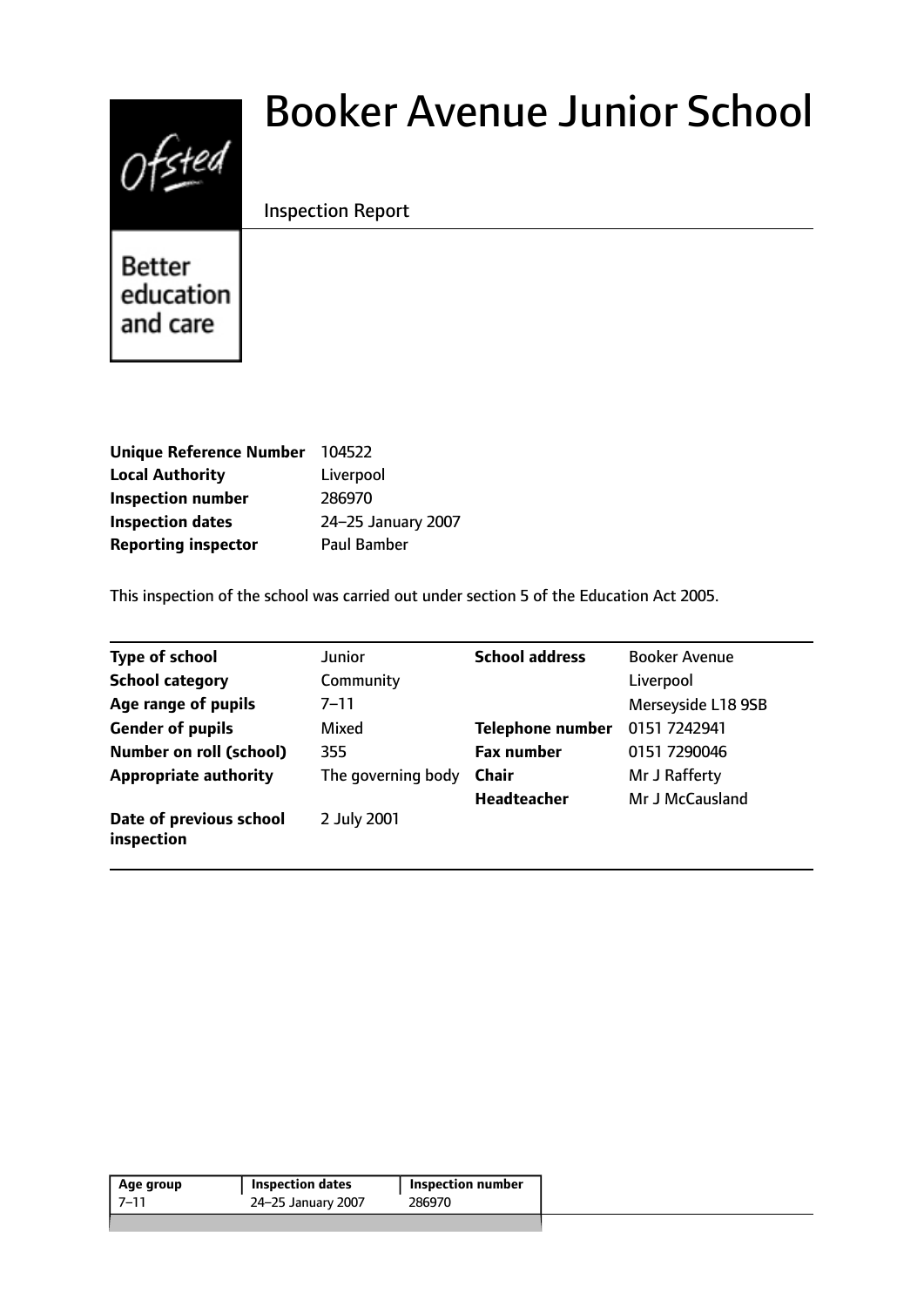# Booker Avenue Junior School

Inspection Report

Better education and care

| | |
|---|---|
| **Unique Reference Number** | 104522 |
| **Local Authority** | Liverpool |
| **Inspection number** | 286970 |
| **Inspection dates** | 24–25 January 2007 |
| **Reporting inspector** | Paul Bamber |

This inspection of the school was carried out under section 5 of the Education Act 2005.

| | | | |
|---|---|---|---|
| **Type of school** | Junior | **School address** | Booker Avenue |
| **School category** | Community | | Liverpool |
| **Age range of pupils** | 7–11 | | Merseyside L18 9SB |
| **Gender of pupils** | Mixed | **Telephone number** | 0151 7242941 |
| **Number on roll (school)** | 355 | **Fax number** | 0151 7290046 |
| **Appropriate authority** | The governing body | **Chair** | Mr J Rafferty |
| | | **Headteacher** | Mr J McCausland |
| **Date of previous school inspection** | 2 July 2001 | | |

| Age group | Inspection dates | Inspection number |
|---|---|---|
| 7–11 | 24–25 January 2007 | 286970 |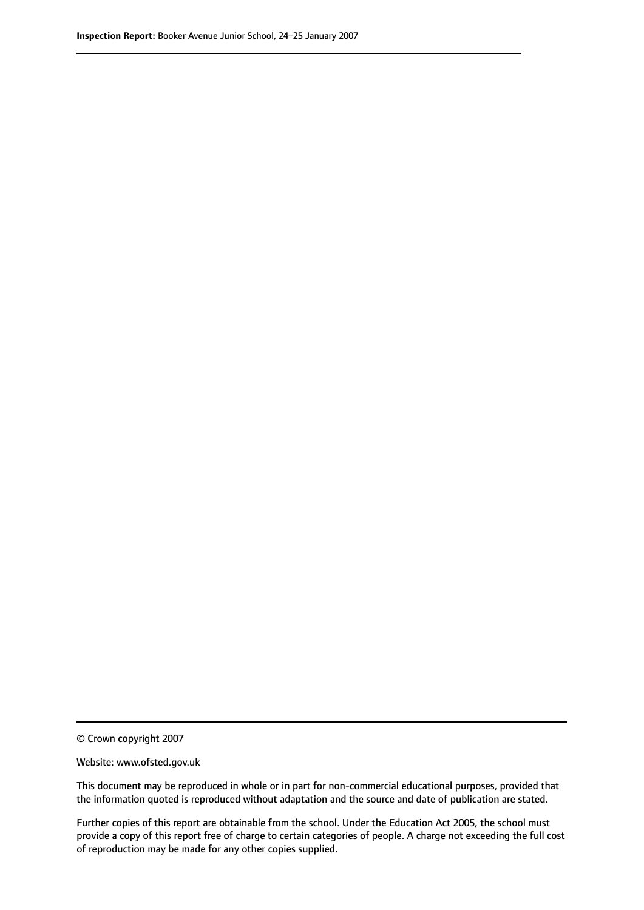© Crown copyright 2007

Website: www.ofsted.gov.uk

This document may be reproduced in whole or in part for non-commercial educational purposes, provided that the information quoted is reproduced without adaptation and the source and date of publication are stated.

Further copies of this report are obtainable from the school. Under the Education Act 2005, the school must provide a copy of this report free of charge to certain categories of people. A charge not exceeding the full cost of reproduction may be made for any other copies supplied.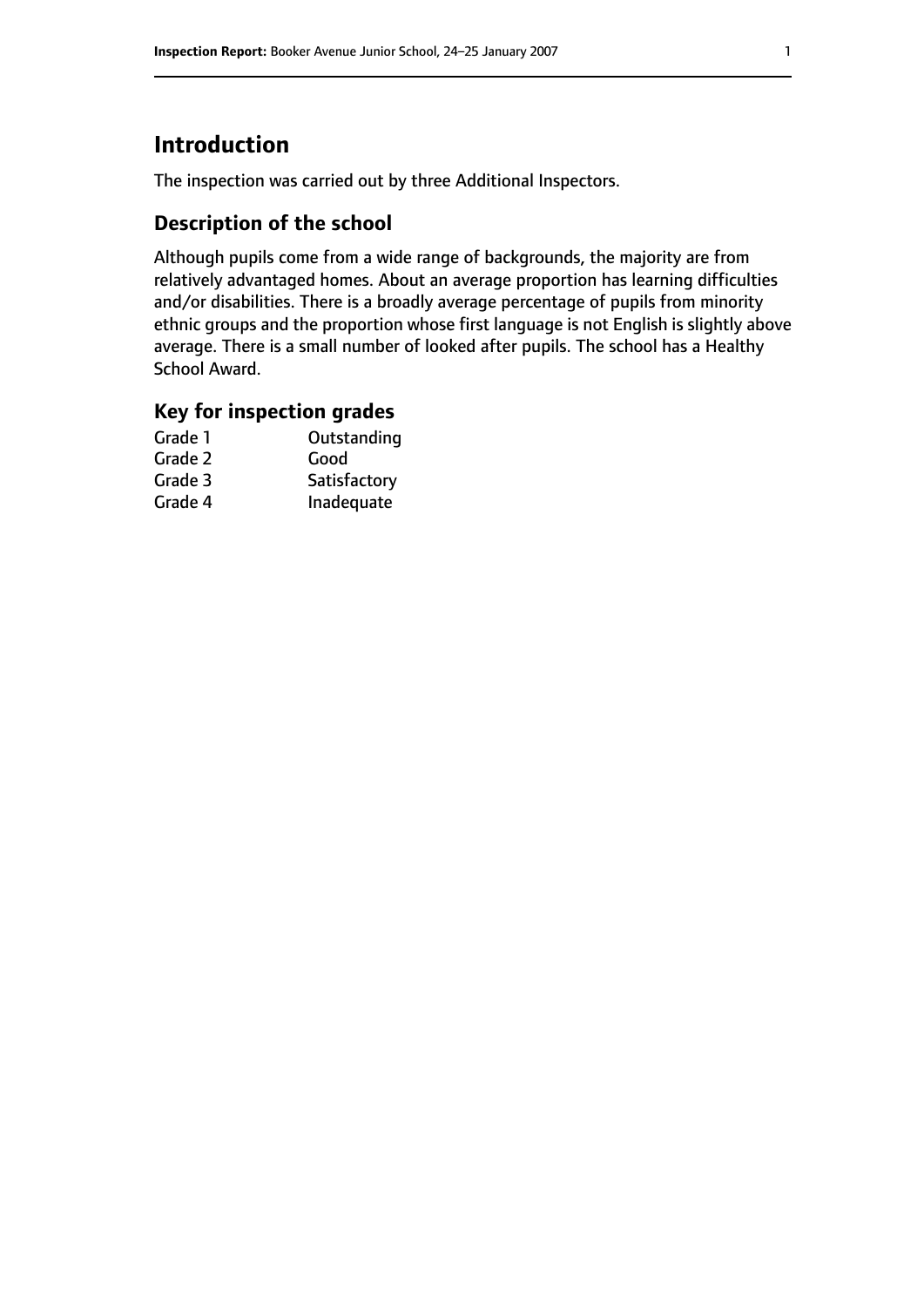# Introduction

The inspection was carried out by three Additional Inspectors.

## Description of the school

Although pupils come from a wide range of backgrounds, the majority are from relatively advantaged homes. About an average proportion has learning difficulties and/or disabilities. There is a broadly average percentage of pupils from minority ethnic groups and the proportion whose first language is not English is slightly above average. There is a small number of looked after pupils. The school has a Healthy School Award.

## Key for inspection grades

| | |
|---|---|
| Grade 1 | Outstanding |
| Grade 2 | Good |
| Grade 3 | Satisfactory |
| Grade 4 | Inadequate |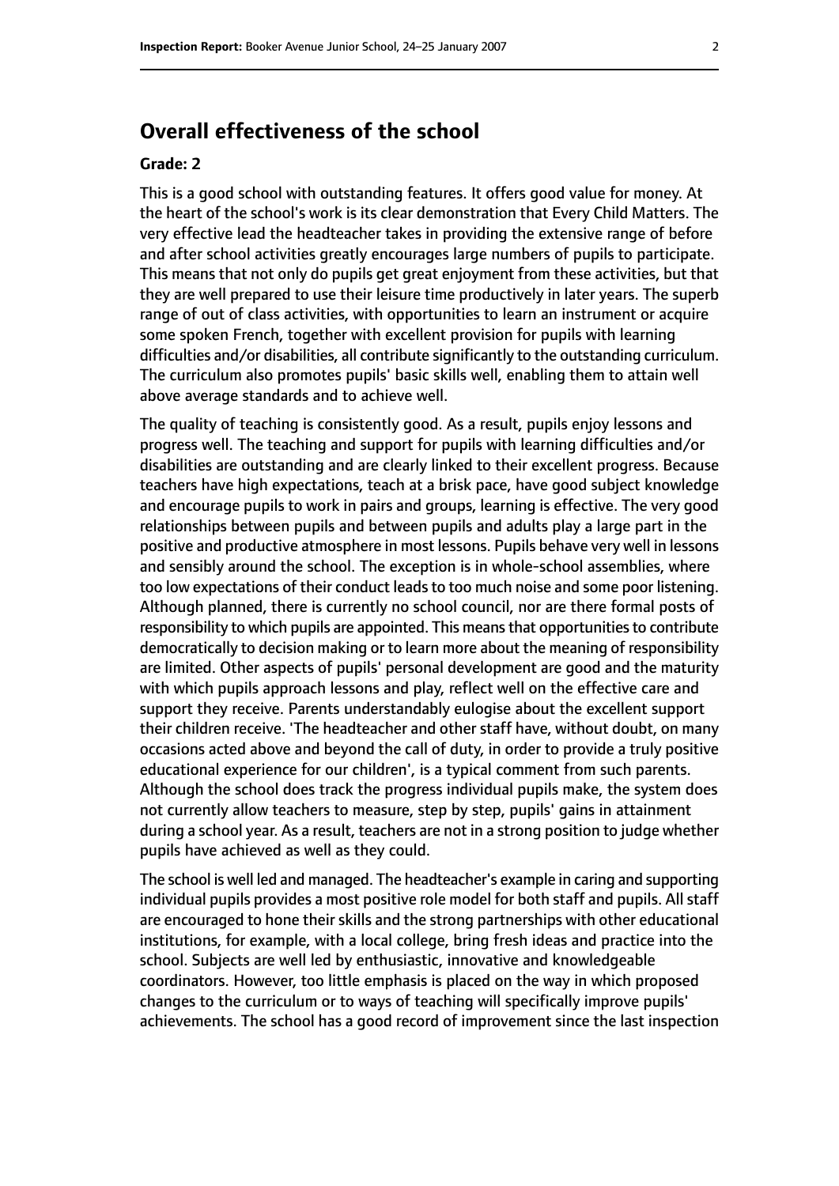## Overall effectiveness of the school

**Grade: 2**

This is a good school with outstanding features. It offers good value for money. At the heart of the school's work is its clear demonstration that Every Child Matters. The very effective lead the headteacher takes in providing the extensive range of before and after school activities greatly encourages large numbers of pupils to participate. This means that not only do pupils get great enjoyment from these activities, but that they are well prepared to use their leisure time productively in later years. The superb range of out of class activities, with opportunities to learn an instrument or acquire some spoken French, together with excellent provision for pupils with learning difficulties and/or disabilities, all contribute significantly to the outstanding curriculum. The curriculum also promotes pupils' basic skills well, enabling them to attain well above average standards and to achieve well.

The quality of teaching is consistently good. As a result, pupils enjoy lessons and progress well. The teaching and support for pupils with learning difficulties and/or disabilities are outstanding and are clearly linked to their excellent progress. Because teachers have high expectations, teach at a brisk pace, have good subject knowledge and encourage pupils to work in pairs and groups, learning is effective. The very good relationships between pupils and between pupils and adults play a large part in the positive and productive atmosphere in most lessons. Pupils behave very well in lessons and sensibly around the school. The exception is in whole-school assemblies, where too low expectations of their conduct leads to too much noise and some poor listening. Although planned, there is currently no school council, nor are there formal posts of responsibility to which pupils are appointed. This means that opportunities to contribute democratically to decision making or to learn more about the meaning of responsibility are limited. Other aspects of pupils' personal development are good and the maturity with which pupils approach lessons and play, reflect well on the effective care and support they receive. Parents understandably eulogise about the excellent support their children receive. 'The headteacher and other staff have, without doubt, on many occasions acted above and beyond the call of duty, in order to provide a truly positive educational experience for our children', is a typical comment from such parents. Although the school does track the progress individual pupils make, the system does not currently allow teachers to measure, step by step, pupils' gains in attainment during a school year. As a result, teachers are not in a strong position to judge whether pupils have achieved as well as they could.

The school is well led and managed. The headteacher's example in caring and supporting individual pupils provides a most positive role model for both staff and pupils. All staff are encouraged to hone their skills and the strong partnerships with other educational institutions, for example, with a local college, bring fresh ideas and practice into the school. Subjects are well led by enthusiastic, innovative and knowledgeable coordinators. However, too little emphasis is placed on the way in which proposed changes to the curriculum or to ways of teaching will specifically improve pupils' achievements. The school has a good record of improvement since the last inspection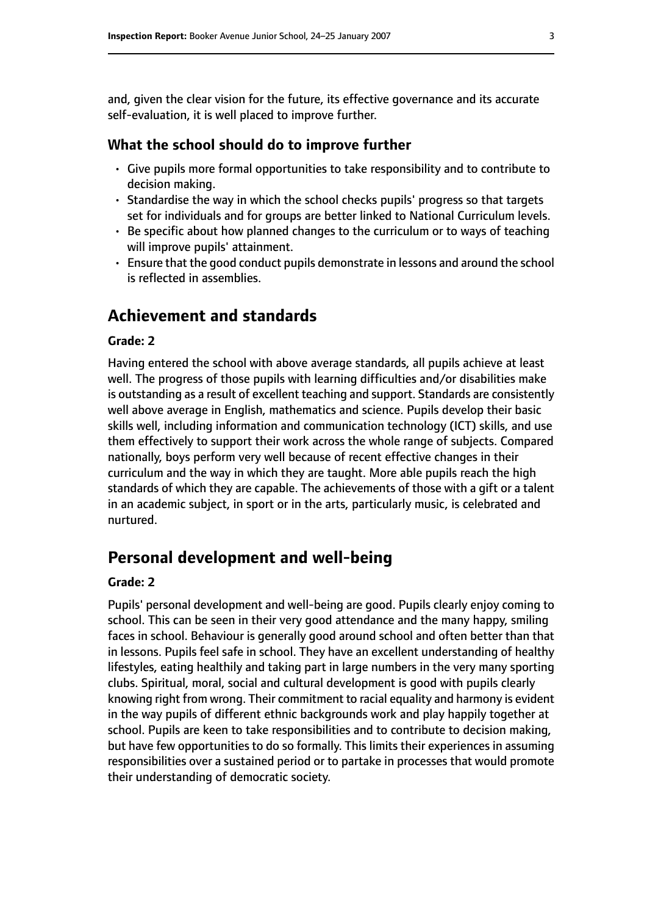and, given the clear vision for the future, its effective governance and its accurate self-evaluation, it is well placed to improve further.

### What the school should do to improve further

- Give pupils more formal opportunities to take responsibility and to contribute to decision making.
- Standardise the way in which the school checks pupils' progress so that targets set for individuals and for groups are better linked to National Curriculum levels.
- Be specific about how planned changes to the curriculum or to ways of teaching will improve pupils' attainment.
- Ensure that the good conduct pupils demonstrate in lessons and around the school is reflected in assemblies.

## Achievement and standards

#### Grade: 2

Having entered the school with above average standards, all pupils achieve at least well. The progress of those pupils with learning difficulties and/or disabilities make is outstanding as a result of excellent teaching and support. Standards are consistently well above average in English, mathematics and science. Pupils develop their basic skills well, including information and communication technology (ICT) skills, and use them effectively to support their work across the whole range of subjects. Compared nationally, boys perform very well because of recent effective changes in their curriculum and the way in which they are taught. More able pupils reach the high standards of which they are capable. The achievements of those with a gift or a talent in an academic subject, in sport or in the arts, particularly music, is celebrated and nurtured.

## Personal development and well-being

#### Grade: 2

Pupils' personal development and well-being are good. Pupils clearly enjoy coming to school. This can be seen in their very good attendance and the many happy, smiling faces in school. Behaviour is generally good around school and often better than that in lessons. Pupils feel safe in school. They have an excellent understanding of healthy lifestyles, eating healthily and taking part in large numbers in the very many sporting clubs. Spiritual, moral, social and cultural development is good with pupils clearly knowing right from wrong. Their commitment to racial equality and harmony is evident in the way pupils of different ethnic backgrounds work and play happily together at school. Pupils are keen to take responsibilities and to contribute to decision making, but have few opportunities to do so formally. This limits their experiences in assuming responsibilities over a sustained period or to partake in processes that would promote their understanding of democratic society.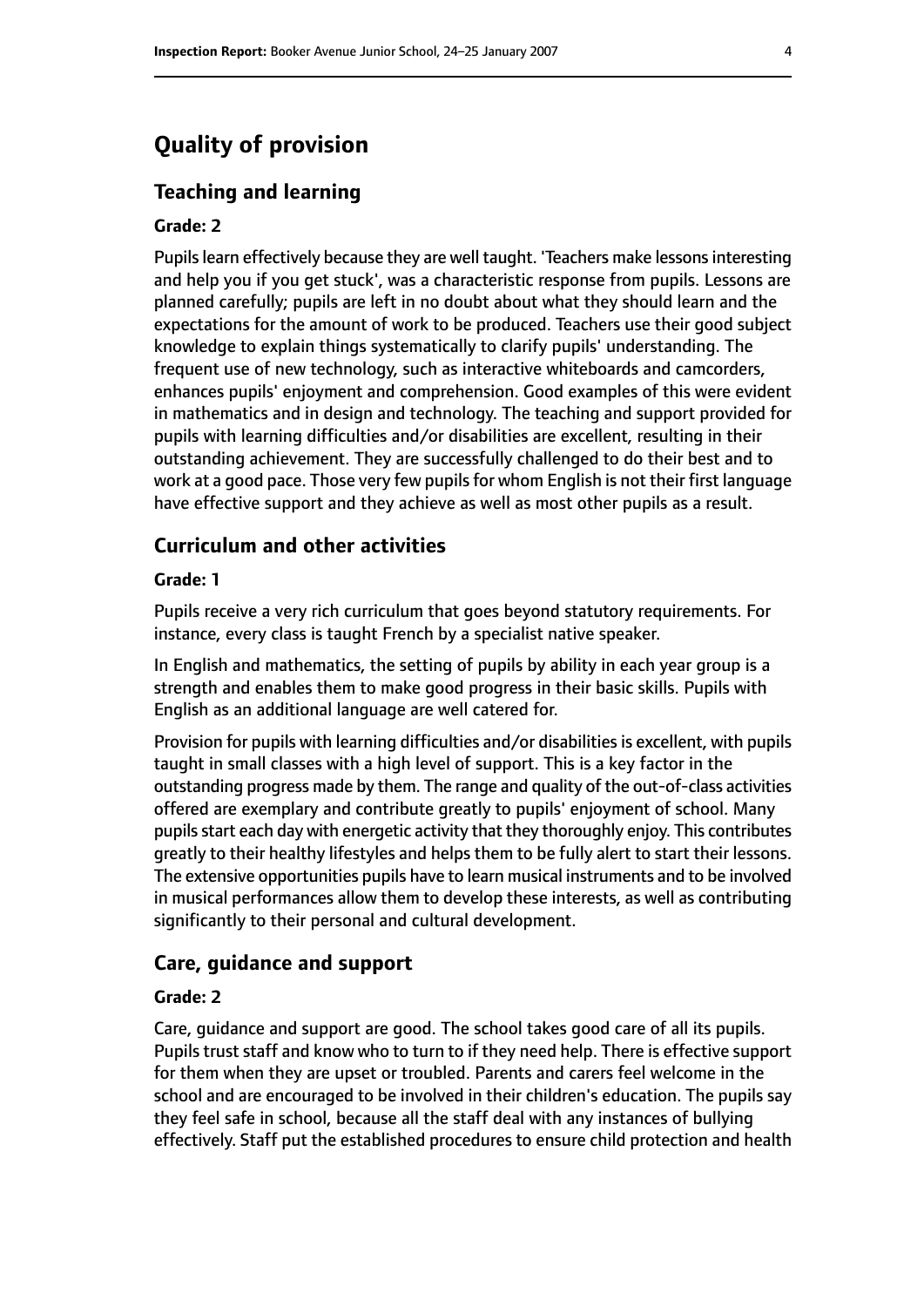# Quality of provision

## Teaching and learning

### Grade: 2

Pupils learn effectively because they are well taught. 'Teachers make lessons interesting and help you if you get stuck', was a characteristic response from pupils. Lessons are planned carefully; pupils are left in no doubt about what they should learn and the expectations for the amount of work to be produced. Teachers use their good subject knowledge to explain things systematically to clarify pupils' understanding. The frequent use of new technology, such as interactive whiteboards and camcorders, enhances pupils' enjoyment and comprehension. Good examples of this were evident in mathematics and in design and technology. The teaching and support provided for pupils with learning difficulties and/or disabilities are excellent, resulting in their outstanding achievement. They are successfully challenged to do their best and to work at a good pace. Those very few pupils for whom English is not their first language have effective support and they achieve as well as most other pupils as a result.

## Curriculum and other activities

### Grade: 1

Pupils receive a very rich curriculum that goes beyond statutory requirements. For instance, every class is taught French by a specialist native speaker.

In English and mathematics, the setting of pupils by ability in each year group is a strength and enables them to make good progress in their basic skills. Pupils with English as an additional language are well catered for.

Provision for pupils with learning difficulties and/or disabilities is excellent, with pupils taught in small classes with a high level of support. This is a key factor in the outstanding progress made by them. The range and quality of the out-of-class activities offered are exemplary and contribute greatly to pupils' enjoyment of school. Many pupils start each day with energetic activity that they thoroughly enjoy. This contributes greatly to their healthy lifestyles and helps them to be fully alert to start their lessons. The extensive opportunities pupils have to learn musical instruments and to be involved in musical performances allow them to develop these interests, as well as contributing significantly to their personal and cultural development.

## Care, guidance and support

### Grade: 2

Care, guidance and support are good. The school takes good care of all its pupils. Pupils trust staff and know who to turn to if they need help. There is effective support for them when they are upset or troubled. Parents and carers feel welcome in the school and are encouraged to be involved in their children's education. The pupils say they feel safe in school, because all the staff deal with any instances of bullying effectively. Staff put the established procedures to ensure child protection and health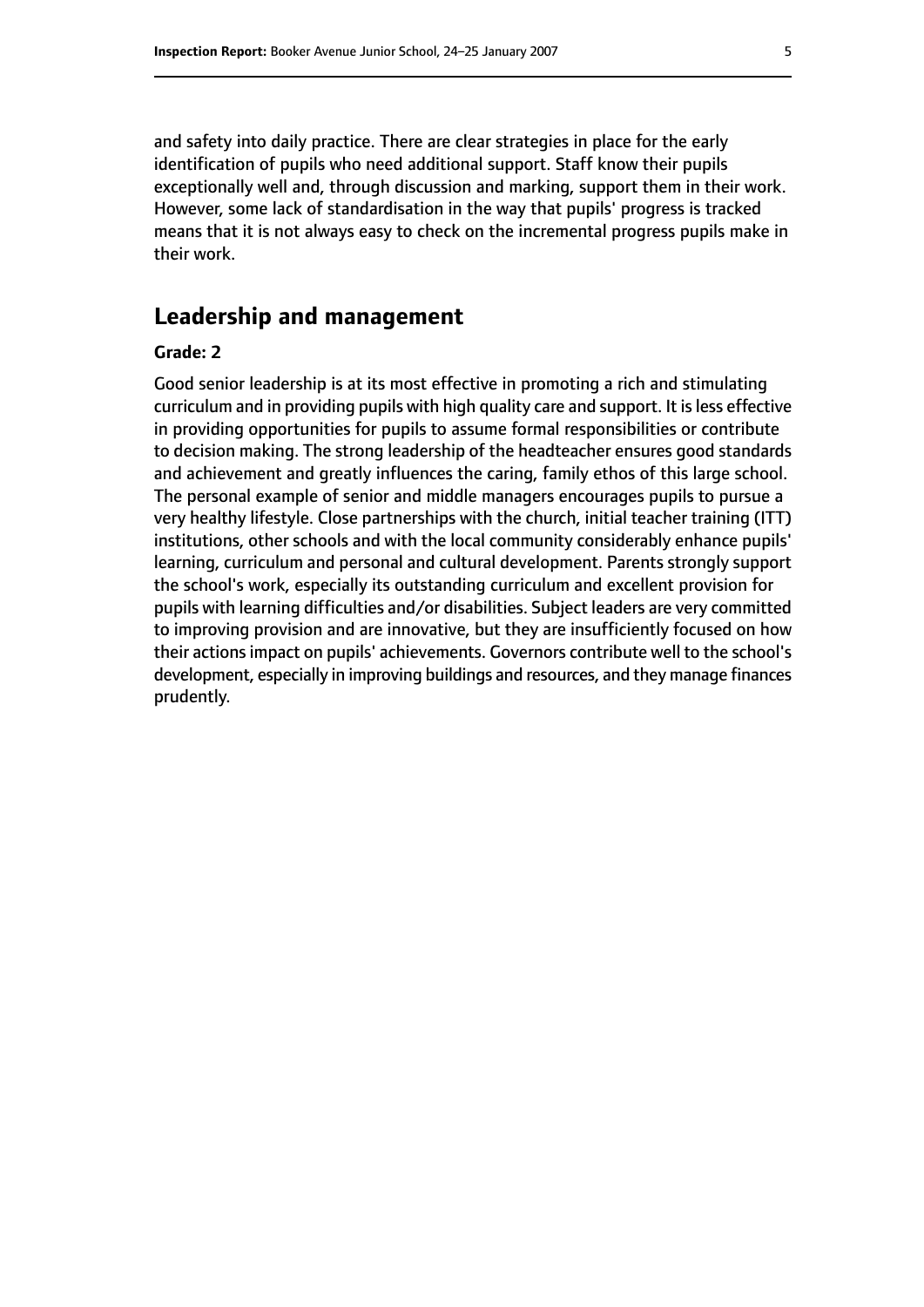and safety into daily practice. There are clear strategies in place for the early identification of pupils who need additional support. Staff know their pupils exceptionally well and, through discussion and marking, support them in their work. However, some lack of standardisation in the way that pupils' progress is tracked means that it is not always easy to check on the incremental progress pupils make in their work.

## Leadership and management

**Grade: 2**

Good senior leadership is at its most effective in promoting a rich and stimulating curriculum and in providing pupils with high quality care and support. It is less effective in providing opportunities for pupils to assume formal responsibilities or contribute to decision making. The strong leadership of the headteacher ensures good standards and achievement and greatly influences the caring, family ethos of this large school. The personal example of senior and middle managers encourages pupils to pursue a very healthy lifestyle. Close partnerships with the church, initial teacher training (ITT) institutions, other schools and with the local community considerably enhance pupils' learning, curriculum and personal and cultural development. Parents strongly support the school's work, especially its outstanding curriculum and excellent provision for pupils with learning difficulties and/or disabilities. Subject leaders are very committed to improving provision and are innovative, but they are insufficiently focused on how their actions impact on pupils' achievements. Governors contribute well to the school's development, especially in improving buildings and resources, and they manage finances prudently.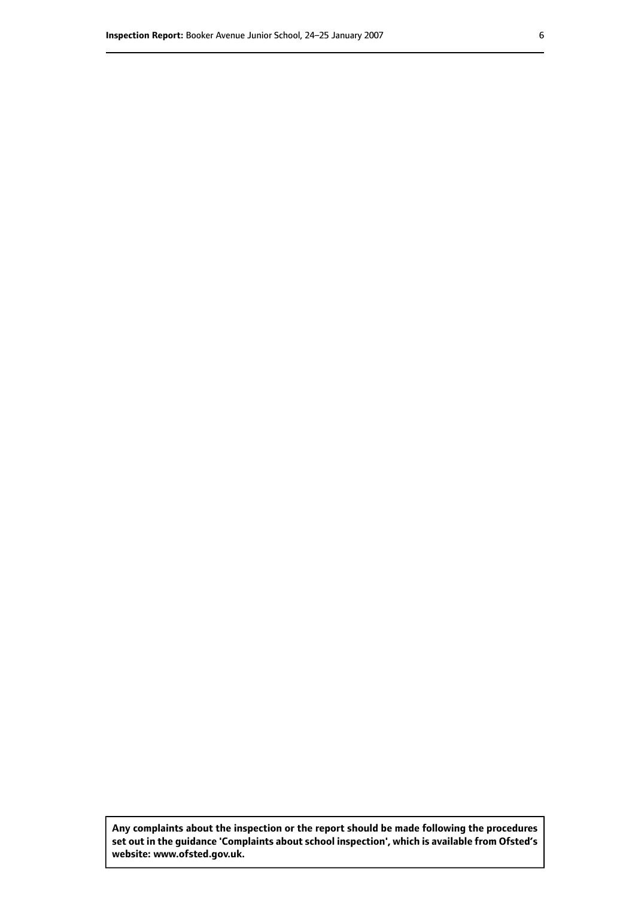**Any complaints about the inspection or the report should be made following the procedures set out in the guidance 'Complaints about school inspection', which is available from Ofsted's website: www.ofsted.gov.uk.**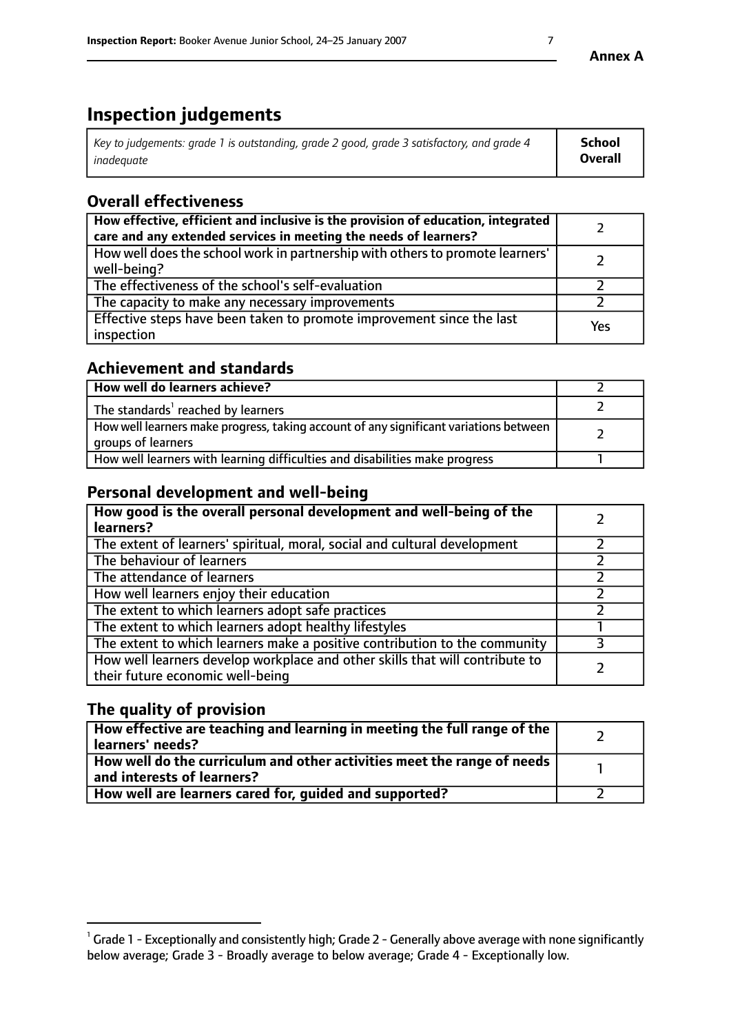**Annex A**

# Inspection judgements

| *Key to judgements: grade 1 is outstanding, grade 2 good, grade 3 satisfactory, and grade 4 inadequate* | **School Overall** |
|---|---|

## Overall effectiveness

| | |
|---|---|
| **How effective, efficient and inclusive is the provision of education, integrated care and any extended services in meeting the needs of learners?** | 2 |
| How well does the school work in partnership with others to promote learners' well-being? | 2 |
| The effectiveness of the school's self-evaluation | 2 |
| The capacity to make any necessary improvements | 2 |
| Effective steps have been taken to promote improvement since the last inspection | Yes |

## Achievement and standards

| | |
|---|---|
| **How well do learners achieve?** | 2 |
| The standards[1] reached by learners | 2 |
| How well learners make progress, taking account of any significant variations between groups of learners | 2 |
| How well learners with learning difficulties and disabilities make progress | 1 |

## Personal development and well-being

| | |
|---|---|
| **How good is the overall personal development and well-being of the learners?** | 2 |
| The extent of learners' spiritual, moral, social and cultural development | 2 |
| The behaviour of learners | 2 |
| The attendance of learners | 2 |
| How well learners enjoy their education | 2 |
| The extent to which learners adopt safe practices | 2 |
| The extent to which learners adopt healthy lifestyles | 1 |
| The extent to which learners make a positive contribution to the community | 3 |
| How well learners develop workplace and other skills that will contribute to their future economic well-being | 2 |

## The quality of provision

| | |
|---|---|
| **How effective are teaching and learning in meeting the full range of the learners' needs?** | 2 |
| **How well do the curriculum and other activities meet the range of needs and interests of learners?** | 1 |
| **How well are learners cared for, guided and supported?** | 2 |

[1] Grade 1 - Exceptionally and consistently high; Grade 2 - Generally above average with none significantly below average; Grade 3 - Broadly average to below average; Grade 4 - Exceptionally low.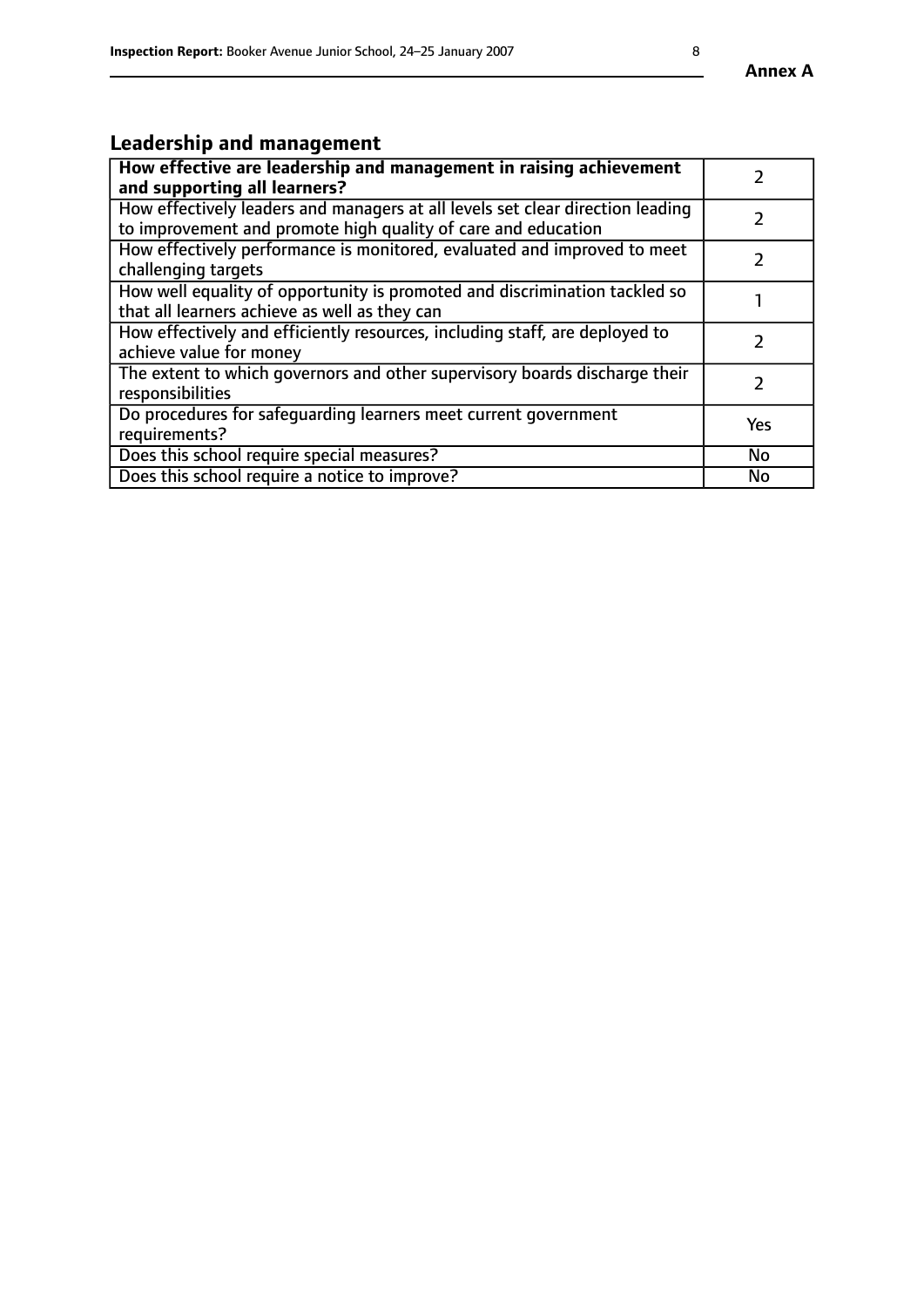Annex A

## Leadership and management

| How effective are leadership and management in raising achievement and supporting all learners? | 2 |
|---|---|
| How effectively leaders and managers at all levels set clear direction leading to improvement and promote high quality of care and education | 2 |
| How effectively performance is monitored, evaluated and improved to meet challenging targets | 2 |
| How well equality of opportunity is promoted and discrimination tackled so that all learners achieve as well as they can | 1 |
| How effectively and efficiently resources, including staff, are deployed to achieve value for money | 2 |
| The extent to which governors and other supervisory boards discharge their responsibilities | 2 |
| Do procedures for safeguarding learners meet current government requirements? | Yes |
| Does this school require special measures? | No |
| Does this school require a notice to improve? | No |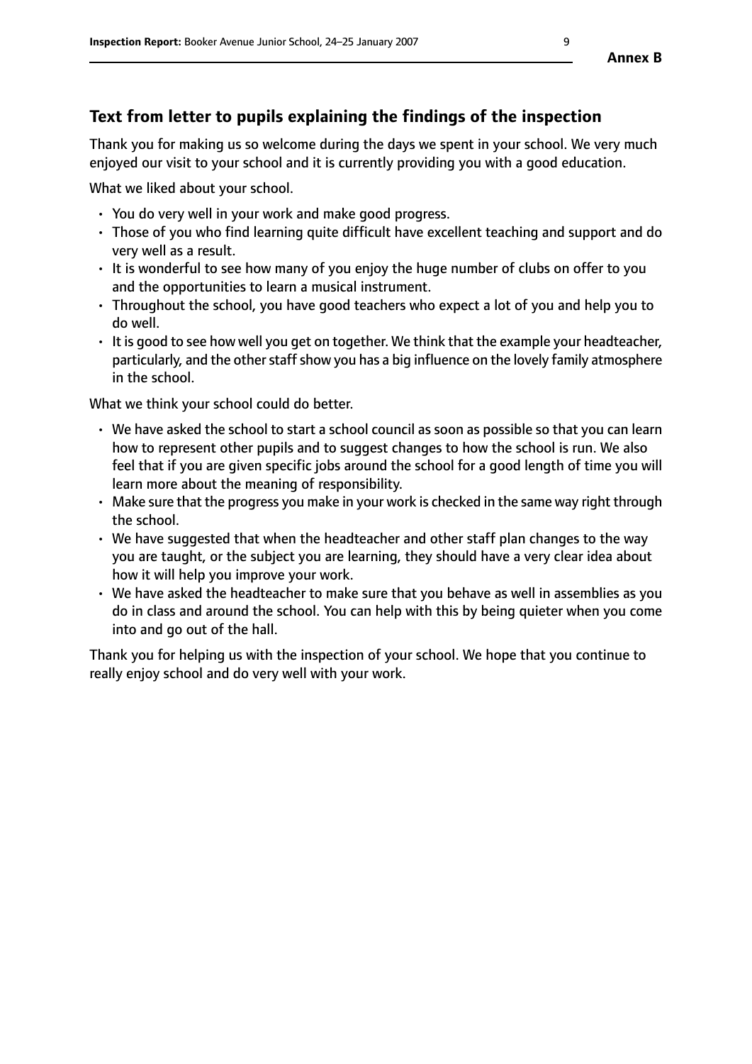## Text from letter to pupils explaining the findings of the inspection

Thank you for making us so welcome during the days we spent in your school. We very much enjoyed our visit to your school and it is currently providing you with a good education.

What we liked about your school.

- You do very well in your work and make good progress.
- Those of you who find learning quite difficult have excellent teaching and support and do very well as a result.
- It is wonderful to see how many of you enjoy the huge number of clubs on offer to you and the opportunities to learn a musical instrument.
- Throughout the school, you have good teachers who expect a lot of you and help you to do well.
- It is good to see how well you get on together. We think that the example your headteacher, particularly, and the other staff show you has a big influence on the lovely family atmosphere in the school.

What we think your school could do better.

- We have asked the school to start a school council as soon as possible so that you can learn how to represent other pupils and to suggest changes to how the school is run. We also feel that if you are given specific jobs around the school for a good length of time you will learn more about the meaning of responsibility.
- Make sure that the progress you make in your work is checked in the same way right through the school.
- We have suggested that when the headteacher and other staff plan changes to the way you are taught, or the subject you are learning, they should have a very clear idea about how it will help you improve your work.
- We have asked the headteacher to make sure that you behave as well in assemblies as you do in class and around the school. You can help with this by being quieter when you come into and go out of the hall.

Thank you for helping us with the inspection of your school. We hope that you continue to really enjoy school and do very well with your work.